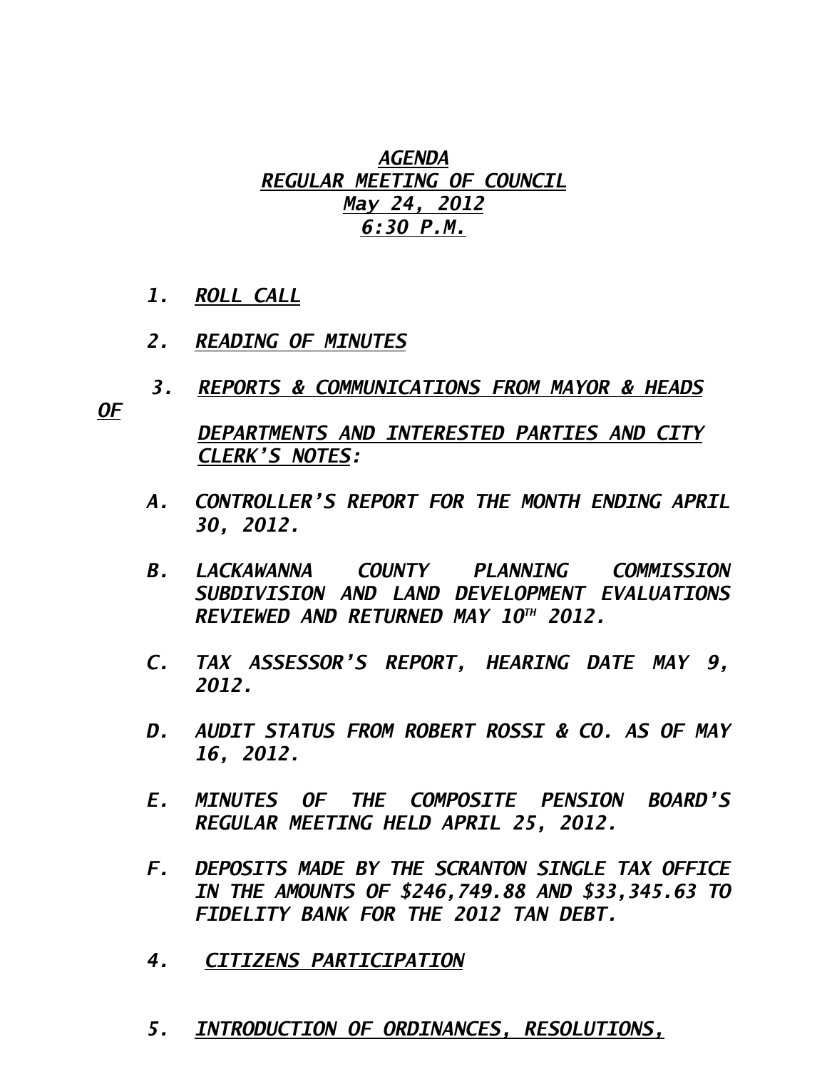***AGENDA***
***REGULAR MEETING OF COUNCIL***
***May 24, 2012***
***6:30 P.M.***

1. ***ROLL CALL***

2. ***READING OF MINUTES***

3. ***REPORTS & COMMUNICATIONS FROM MAYOR & HEADS OF DEPARTMENTS AND INTERESTED PARTIES AND CITY CLERK'S NOTES:***

   A. ***CONTROLLER'S REPORT FOR THE MONTH ENDING APRIL 30, 2012.***

   B. ***LACKAWANNA COUNTY PLANNING COMMISSION SUBDIVISION AND LAND DEVELOPMENT EVALUATIONS REVIEWED AND RETURNED MAY 10TH 2012.***

   C. ***TAX ASSESSOR'S REPORT, HEARING DATE MAY 9, 2012.***

   D. ***AUDIT STATUS FROM ROBERT ROSSI & CO. AS OF MAY 16, 2012.***

   E. ***MINUTES OF THE COMPOSITE PENSION BOARD'S REGULAR MEETING HELD APRIL 25, 2012.***

   F. ***DEPOSITS MADE BY THE SCRANTON SINGLE TAX OFFICE IN THE AMOUNTS OF $246,749.88 AND $33,345.63 TO FIDELITY BANK FOR THE 2012 TAN DEBT.***

4. ***CITIZENS PARTICIPATION***

5. ***INTRODUCTION OF ORDINANCES, RESOLUTIONS,***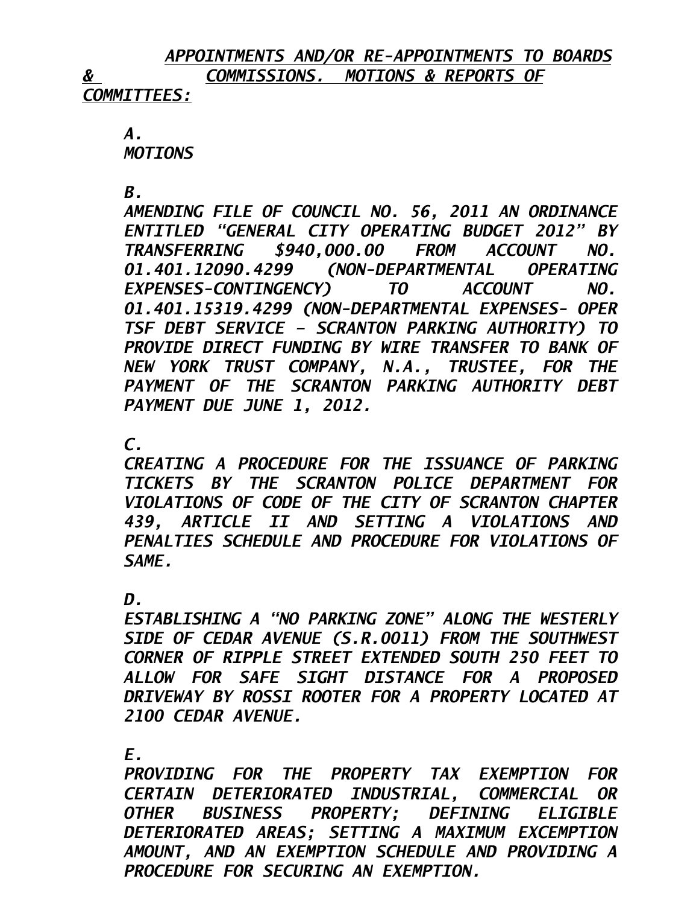***APPOINTMENTS AND/OR RE-APPOINTMENTS TO BOARDS & COMMISSIONS. MOTIONS & REPORTS OF COMMITTEES:***

*A.*
*MOTIONS*

*B.*
*AMENDING FILE OF COUNCIL NO. 56, 2011 AN ORDINANCE ENTITLED "GENERAL CITY OPERATING BUDGET 2012" BY TRANSFERRING $940,000.00 FROM ACCOUNT NO. 01.401.12090.4299 (NON-DEPARTMENTAL OPERATING EXPENSES-CONTINGENCY) TO ACCOUNT NO. 01.401.15319.4299 (NON-DEPARTMENTAL EXPENSES- OPER TSF DEBT SERVICE – SCRANTON PARKING AUTHORITY) TO PROVIDE DIRECT FUNDING BY WIRE TRANSFER TO BANK OF NEW YORK TRUST COMPANY, N.A., TRUSTEE, FOR THE PAYMENT OF THE SCRANTON PARKING AUTHORITY DEBT PAYMENT DUE JUNE 1, 2012.*

*C.*
*CREATING A PROCEDURE FOR THE ISSUANCE OF PARKING TICKETS BY THE SCRANTON POLICE DEPARTMENT FOR VIOLATIONS OF CODE OF THE CITY OF SCRANTON CHAPTER 439, ARTICLE II AND SETTING A VIOLATIONS AND PENALTIES SCHEDULE AND PROCEDURE FOR VIOLATIONS OF SAME.*

*D.*
*ESTABLISHING A "NO PARKING ZONE" ALONG THE WESTERLY SIDE OF CEDAR AVENUE (S.R.0011) FROM THE SOUTHWEST CORNER OF RIPPLE STREET EXTENDED SOUTH 250 FEET TO ALLOW FOR SAFE SIGHT DISTANCE FOR A PROPOSED DRIVEWAY BY ROSSI ROOTER FOR A PROPERTY LOCATED AT 2100 CEDAR AVENUE.*

*E.*
*PROVIDING FOR THE PROPERTY TAX EXEMPTION FOR CERTAIN DETERIORATED INDUSTRIAL, COMMERCIAL OR OTHER BUSINESS PROPERTY; DEFINING ELIGIBLE DETERIORATED AREAS; SETTING A MAXIMUM EXCEMPTION AMOUNT, AND AN EXEMPTION SCHEDULE AND PROVIDING A PROCEDURE FOR SECURING AN EXEMPTION.*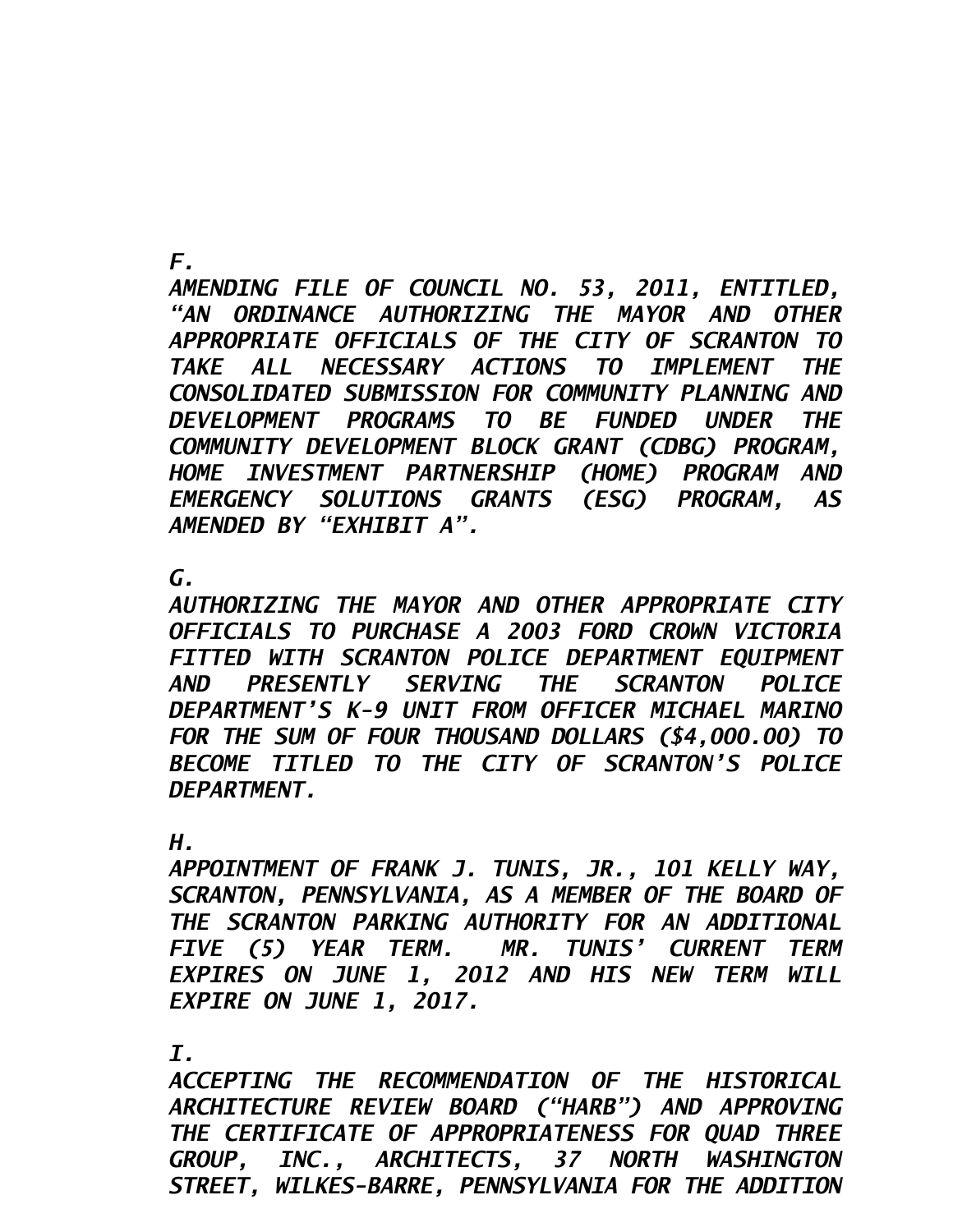*F.*

*AMENDING FILE OF COUNCIL NO. 53, 2011, ENTITLED, "AN ORDINANCE AUTHORIZING THE MAYOR AND OTHER APPROPRIATE OFFICIALS OF THE CITY OF SCRANTON TO TAKE ALL NECESSARY ACTIONS TO IMPLEMENT THE CONSOLIDATED SUBMISSION FOR COMMUNITY PLANNING AND DEVELOPMENT PROGRAMS TO BE FUNDED UNDER THE COMMUNITY DEVELOPMENT BLOCK GRANT (CDBG) PROGRAM, HOME INVESTMENT PARTNERSHIP (HOME) PROGRAM AND EMERGENCY SOLUTIONS GRANTS (ESG) PROGRAM, AS AMENDED BY "EXHIBIT A".*

*G.*

*AUTHORIZING THE MAYOR AND OTHER APPROPRIATE CITY OFFICIALS TO PURCHASE A 2003 FORD CROWN VICTORIA FITTED WITH SCRANTON POLICE DEPARTMENT EQUIPMENT AND PRESENTLY SERVING THE SCRANTON POLICE DEPARTMENT'S K-9 UNIT FROM OFFICER MICHAEL MARINO FOR THE SUM OF FOUR THOUSAND DOLLARS ($4,000.00) TO BECOME TITLED TO THE CITY OF SCRANTON'S POLICE DEPARTMENT.*

*H.*

*APPOINTMENT OF FRANK J. TUNIS, JR., 101 KELLY WAY, SCRANTON, PENNSYLVANIA, AS A MEMBER OF THE BOARD OF THE SCRANTON PARKING AUTHORITY FOR AN ADDITIONAL FIVE (5) YEAR TERM. MR. TUNIS' CURRENT TERM EXPIRES ON JUNE 1, 2012 AND HIS NEW TERM WILL EXPIRE ON JUNE 1, 2017.*

*I.*

*ACCEPTING THE RECOMMENDATION OF THE HISTORICAL ARCHITECTURE REVIEW BOARD ("HARB") AND APPROVING THE CERTIFICATE OF APPROPRIATENESS FOR QUAD THREE GROUP, INC., ARCHITECTS, 37 NORTH WASHINGTON STREET, WILKES-BARRE, PENNSYLVANIA FOR THE ADDITION*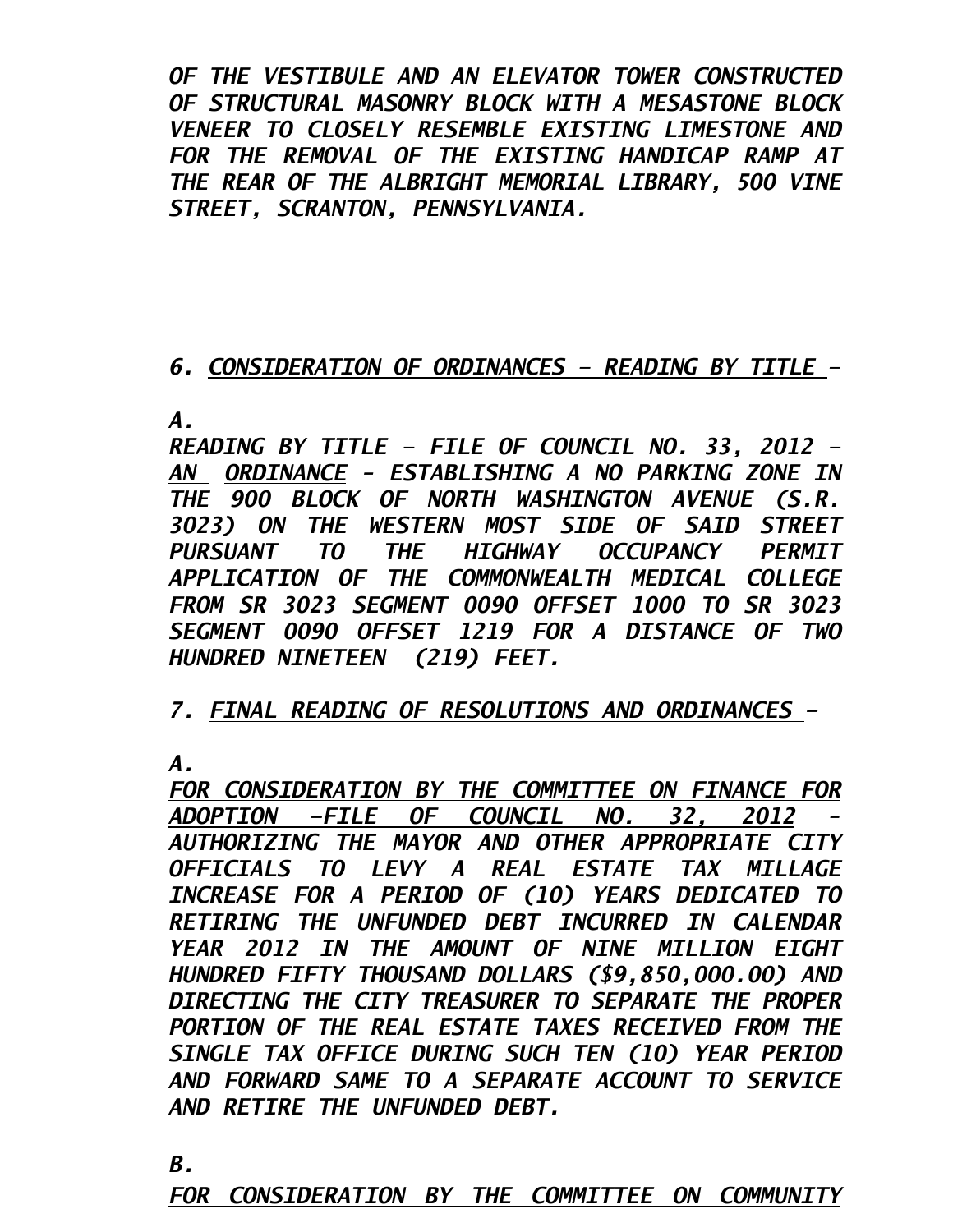*OF THE VESTIBULE AND AN ELEVATOR TOWER CONSTRUCTED OF STRUCTURAL MASONRY BLOCK WITH A MESASTONE BLOCK VENEER TO CLOSELY RESEMBLE EXISTING LIMESTONE AND FOR THE REMOVAL OF THE EXISTING HANDICAP RAMP AT THE REAR OF THE ALBRIGHT MEMORIAL LIBRARY, 500 VINE STREET, SCRANTON, PENNSYLVANIA.*

*6. <u>CONSIDERATION OF ORDINANCES – READING BY TITLE</u> –*

*A.*

*<u>READING BY TITLE – FILE OF COUNCIL NO. 33, 2012 – AN ORDINANCE</u> – ESTABLISHING A NO PARKING ZONE IN THE 900 BLOCK OF NORTH WASHINGTON AVENUE (S.R. 3023) ON THE WESTERN MOST SIDE OF SAID STREET PURSUANT TO THE HIGHWAY OCCUPANCY PERMIT APPLICATION OF THE COMMONWEALTH MEDICAL COLLEGE FROM SR 3023 SEGMENT 0090 OFFSET 1000 TO SR 3023 SEGMENT 0090 OFFSET 1219 FOR A DISTANCE OF TWO HUNDRED NINETEEN (219) FEET.*

*7. <u>FINAL READING OF RESOLUTIONS AND ORDINANCES</u> –*

*A.*

*<u>FOR CONSIDERATION BY THE COMMITTEE ON FINANCE FOR ADOPTION –FILE OF COUNCIL NO. 32, 2012</u> – AUTHORIZING THE MAYOR AND OTHER APPROPRIATE CITY OFFICIALS TO LEVY A REAL ESTATE TAX MILLAGE INCREASE FOR A PERIOD OF (10) YEARS DEDICATED TO RETIRING THE UNFUNDED DEBT INCURRED IN CALENDAR YEAR 2012 IN THE AMOUNT OF NINE MILLION EIGHT HUNDRED FIFTY THOUSAND DOLLARS ($9,850,000.00) AND DIRECTING THE CITY TREASURER TO SEPARATE THE PROPER PORTION OF THE REAL ESTATE TAXES RECEIVED FROM THE SINGLE TAX OFFICE DURING SUCH TEN (10) YEAR PERIOD AND FORWARD SAME TO A SEPARATE ACCOUNT TO SERVICE AND RETIRE THE UNFUNDED DEBT.*

*B.*

*<u>FOR CONSIDERATION BY THE COMMITTEE ON COMMUNITY</u>*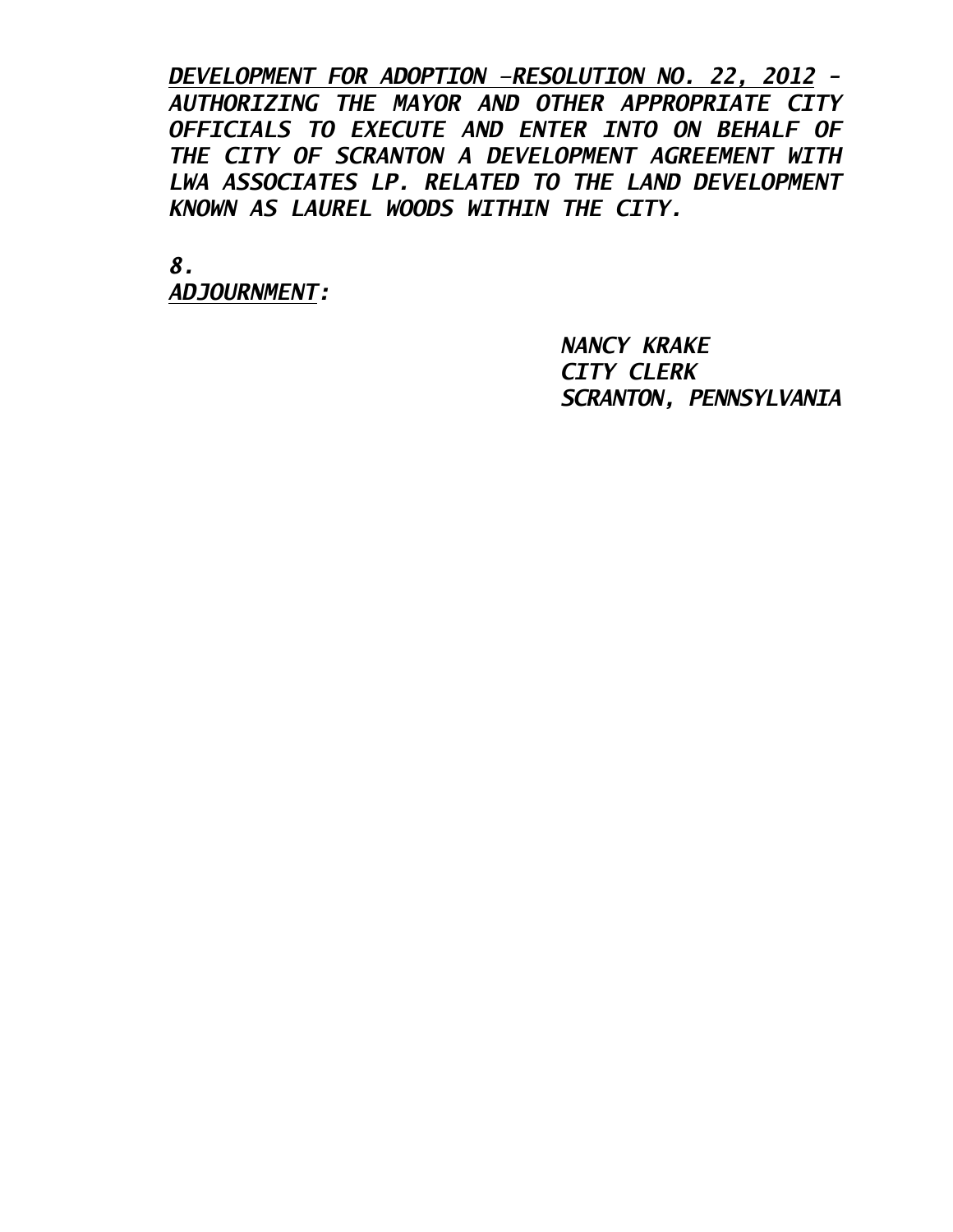***<u>DEVELOPMENT FOR ADOPTION –RESOLUTION NO. 22, 2012</u> - AUTHORIZING THE MAYOR AND OTHER APPROPRIATE CITY OFFICIALS TO EXECUTE AND ENTER INTO ON BEHALF OF THE CITY OF SCRANTON A DEVELOPMENT AGREEMENT WITH LWA ASSOCIATES LP. RELATED TO THE LAND DEVELOPMENT KNOWN AS LAUREL WOODS WITHIN THE CITY.***

***8.***
***<u>ADJOURNMENT</u>:***

***NANCY KRAKE***
***CITY CLERK***
***SCRANTON, PENNSYLVANIA***